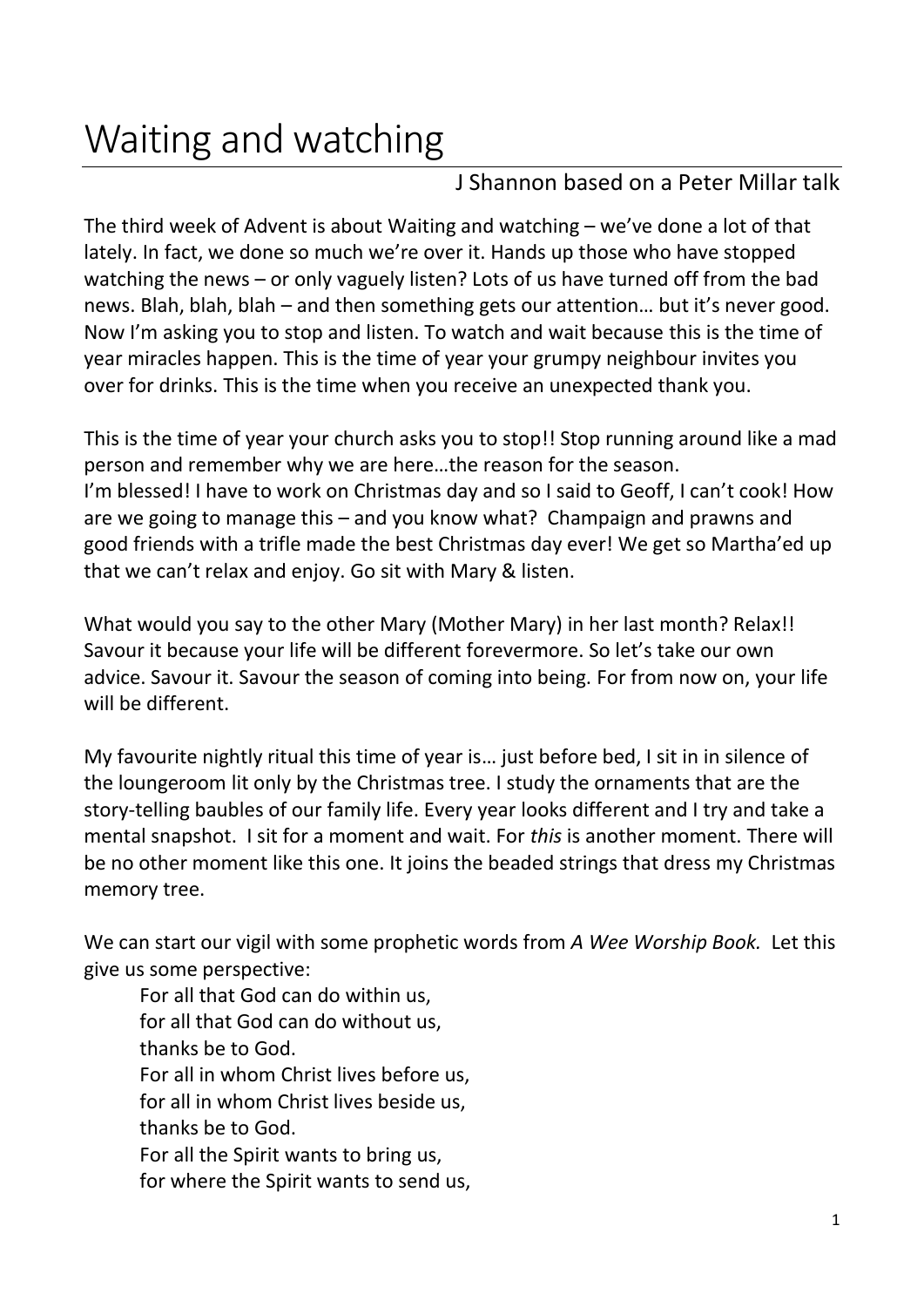# Waiting and watching

J Shannon based on a Peter Millar talk

The third week of Advent is about Waiting and watching – we've done a lot of that lately. In fact, we done so much we're over it. Hands up those who have stopped watching the news – or only vaguely listen? Lots of us have turned off from the bad news. Blah, blah, blah – and then something gets our attention… but it's never good. Now I'm asking you to stop and listen. To watch and wait because this is the time of year miracles happen. This is the time of year your grumpy neighbour invites you over for drinks. This is the time when you receive an unexpected thank you.

This is the time of year your church asks you to stop!! Stop running around like a mad person and remember why we are here…the reason for the season.
I'm blessed! I have to work on Christmas day and so I said to Geoff, I can't cook! How are we going to manage this – and you know what? Champaign and prawns and good friends with a trifle made the best Christmas day ever! We get so Martha'ed up that we can't relax and enjoy. Go sit with Mary & listen.

What would you say to the other Mary (Mother Mary) in her last month? Relax!! Savour it because your life will be different forevermore. So let's take our own advice. Savour it. Savour the season of coming into being. For from now on, your life will be different.

My favourite nightly ritual this time of year is… just before bed, I sit in in silence of the loungeroom lit only by the Christmas tree. I study the ornaments that are the story-telling baubles of our family life. Every year looks different and I try and take a mental snapshot. I sit for a moment and wait. For *this* is another moment. There will be no other moment like this one. It joins the beaded strings that dress my Christmas memory tree.

We can start our vigil with some prophetic words from *A Wee Worship Book.* Let this give us some perspective:

> For all that God can do within us,
> for all that God can do without us,
> thanks be to God.
> For all in whom Christ lives before us,
> for all in whom Christ lives beside us,
> thanks be to God.
> For all the Spirit wants to bring us,
> for where the Spirit wants to send us,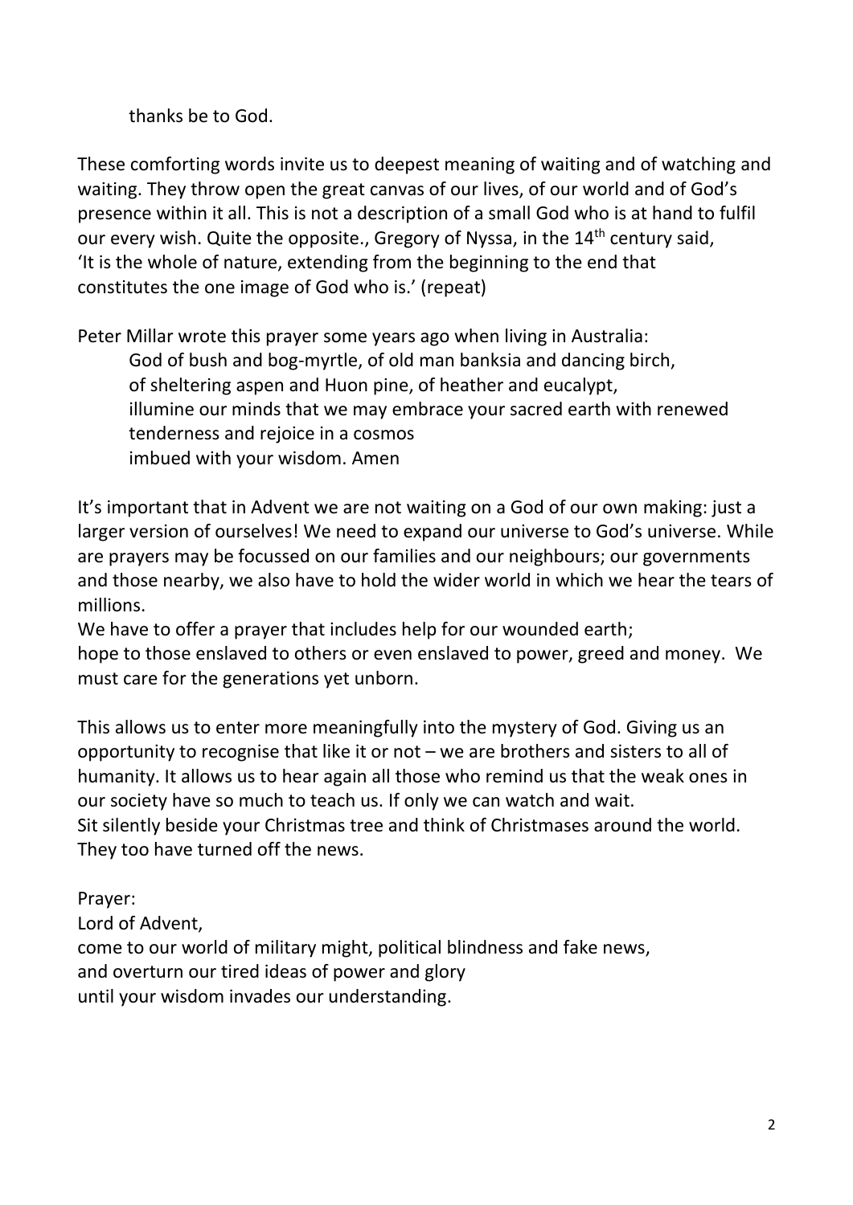thanks be to God.

These comforting words invite us to deepest meaning of waiting and of watching and waiting. They throw open the great canvas of our lives, of our world and of God's presence within it all. This is not a description of a small God who is at hand to fulfil our every wish. Quite the opposite., Gregory of Nyssa, in the 14th century said, 'It is the whole of nature, extending from the beginning to the end that constitutes the one image of God who is.' (repeat)

Peter Millar wrote this prayer some years ago when living in Australia:

> God of bush and bog-myrtle, of old man banksia and dancing birch,
> of sheltering aspen and Huon pine, of heather and eucalypt,
> illumine our minds that we may embrace your sacred earth with renewed tenderness and rejoice in a cosmos
> imbued with your wisdom. Amen

It's important that in Advent we are not waiting on a God of our own making: just a larger version of ourselves! We need to expand our universe to God's universe. While are prayers may be focussed on our families and our neighbours; our governments and those nearby, we also have to hold the wider world in which we hear the tears of millions.
We have to offer a prayer that includes help for our wounded earth;
hope to those enslaved to others or even enslaved to power, greed and money. We must care for the generations yet unborn.

This allows us to enter more meaningfully into the mystery of God. Giving us an opportunity to recognise that like it or not – we are brothers and sisters to all of humanity. It allows us to hear again all those who remind us that the weak ones in our society have so much to teach us. If only we can watch and wait.
Sit silently beside your Christmas tree and think of Christmases around the world. They too have turned off the news.

Prayer:
Lord of Advent,
come to our world of military might, political blindness and fake news,
and overturn our tired ideas of power and glory
until your wisdom invades our understanding.